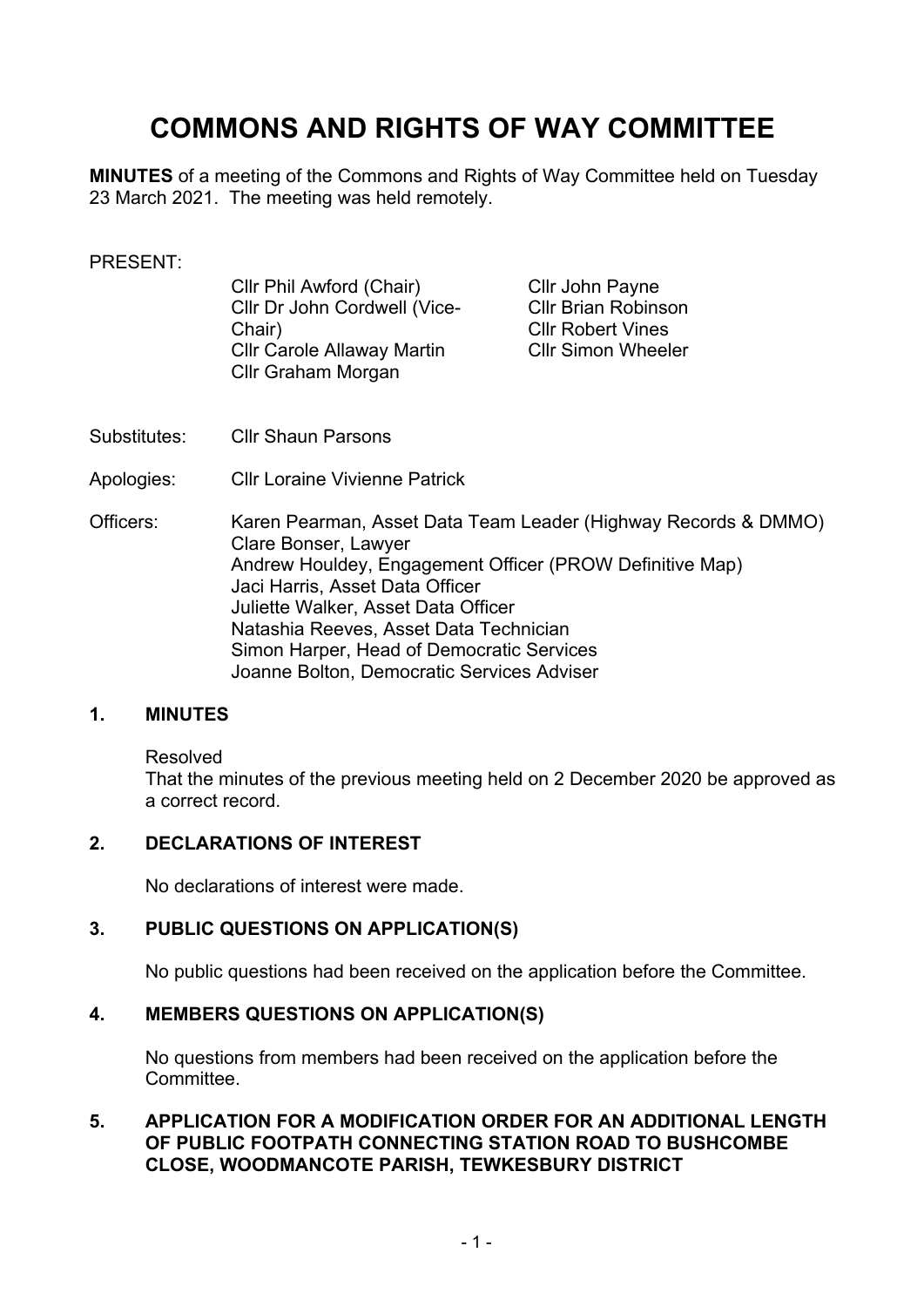# COMMONS AND RIGHTS OF WAY COMMITTEE

**MINUTES** of a meeting of the Commons and Rights of Way Committee held on Tuesday 23 March 2021. The meeting was held remotely.

PRESENT:

Cllr Phil Awford (Chair)
Cllr Dr John Cordwell (Vice-Chair)
Cllr Carole Allaway Martin
Cllr Graham Morgan
Cllr John Payne
Cllr Brian Robinson
Cllr Robert Vines
Cllr Simon Wheeler

Substitutes: Cllr Shaun Parsons

Apologies: Cllr Loraine Vivienne Patrick

Officers:
Karen Pearman, Asset Data Team Leader (Highway Records & DMMO)
Clare Bonser, Lawyer
Andrew Houldey, Engagement Officer (PROW Definitive Map)
Jaci Harris, Asset Data Officer
Juliette Walker, Asset Data Officer
Natashia Reeves, Asset Data Technician
Simon Harper, Head of Democratic Services
Joanne Bolton, Democratic Services Adviser

## 1. MINUTES

Resolved
That the minutes of the previous meeting held on 2 December 2020 be approved as a correct record.

## 2. DECLARATIONS OF INTEREST

No declarations of interest were made.

## 3. PUBLIC QUESTIONS ON APPLICATION(S)

No public questions had been received on the application before the Committee.

## 4. MEMBERS QUESTIONS ON APPLICATION(S)

No questions from members had been received on the application before the Committee.

## 5. APPLICATION FOR A MODIFICATION ORDER FOR AN ADDITIONAL LENGTH OF PUBLIC FOOTPATH CONNECTING STATION ROAD TO BUSHCOMBE CLOSE, WOODMANCOTE PARISH, TEWKESBURY DISTRICT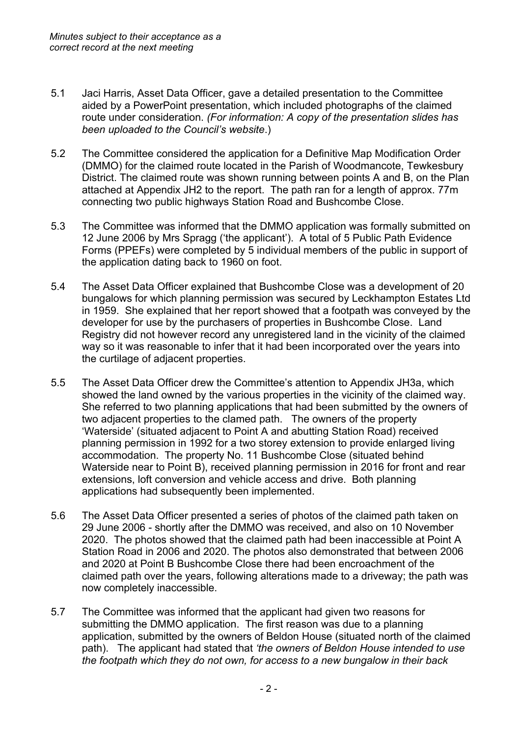*Minutes subject to their acceptance as a correct record at the next meeting*

5.1 Jaci Harris, Asset Data Officer, gave a detailed presentation to the Committee aided by a PowerPoint presentation, which included photographs of the claimed route under consideration. *(For information: A copy of the presentation slides has been uploaded to the Council's website*.)

5.2 The Committee considered the application for a Definitive Map Modification Order (DMMO) for the claimed route located in the Parish of Woodmancote, Tewkesbury District. The claimed route was shown running between points A and B, on the Plan attached at Appendix JH2 to the report. The path ran for a length of approx. 77m connecting two public highways Station Road and Bushcombe Close.

5.3 The Committee was informed that the DMMO application was formally submitted on 12 June 2006 by Mrs Spragg ('the applicant'). A total of 5 Public Path Evidence Forms (PPEFs) were completed by 5 individual members of the public in support of the application dating back to 1960 on foot.

5.4 The Asset Data Officer explained that Bushcombe Close was a development of 20 bungalows for which planning permission was secured by Leckhampton Estates Ltd in 1959. She explained that her report showed that a footpath was conveyed by the developer for use by the purchasers of properties in Bushcombe Close. Land Registry did not however record any unregistered land in the vicinity of the claimed way so it was reasonable to infer that it had been incorporated over the years into the curtilage of adjacent properties.

5.5 The Asset Data Officer drew the Committee's attention to Appendix JH3a, which showed the land owned by the various properties in the vicinity of the claimed way. She referred to two planning applications that had been submitted by the owners of two adjacent properties to the clamed path. The owners of the property 'Waterside' (situated adjacent to Point A and abutting Station Road) received planning permission in 1992 for a two storey extension to provide enlarged living accommodation. The property No. 11 Bushcombe Close (situated behind Waterside near to Point B), received planning permission in 2016 for front and rear extensions, loft conversion and vehicle access and drive. Both planning applications had subsequently been implemented.

5.6 The Asset Data Officer presented a series of photos of the claimed path taken on 29 June 2006 - shortly after the DMMO was received, and also on 10 November 2020. The photos showed that the claimed path had been inaccessible at Point A Station Road in 2006 and 2020. The photos also demonstrated that between 2006 and 2020 at Point B Bushcombe Close there had been encroachment of the claimed path over the years, following alterations made to a driveway; the path was now completely inaccessible.

5.7 The Committee was informed that the applicant had given two reasons for submitting the DMMO application. The first reason was due to a planning application, submitted by the owners of Beldon House (situated north of the claimed path). The applicant had stated that *'the owners of Beldon House intended to use the footpath which they do not own, for access to a new bungalow in their back*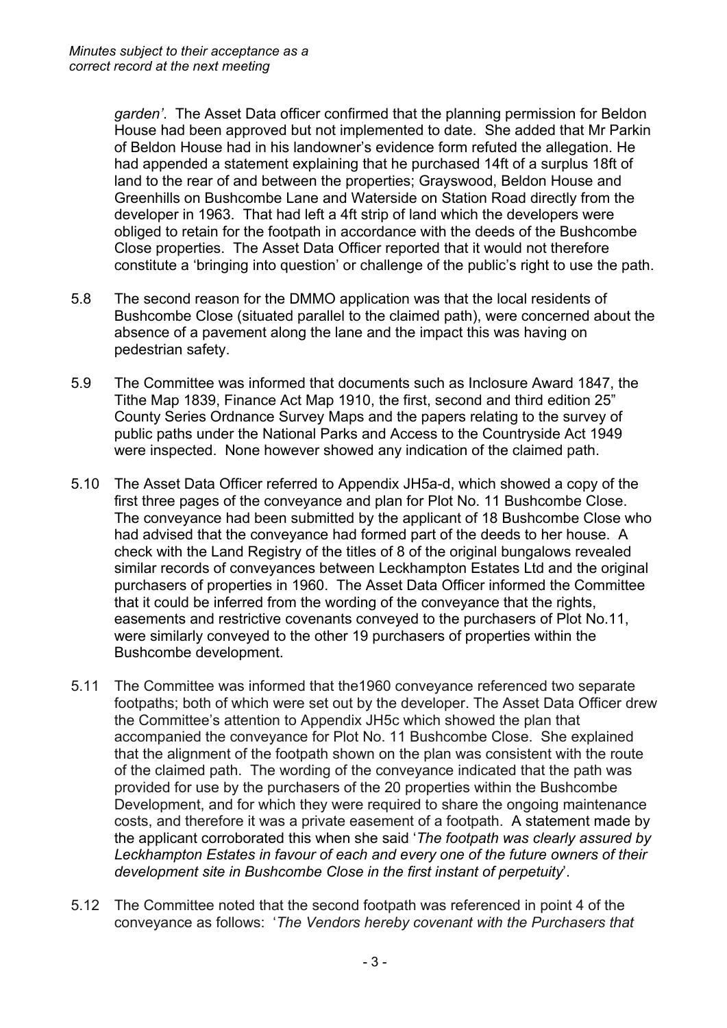*garden'*. The Asset Data officer confirmed that the planning permission for Beldon House had been approved but not implemented to date. She added that Mr Parkin of Beldon House had in his landowner's evidence form refuted the allegation. He had appended a statement explaining that he purchased 14ft of a surplus 18ft of land to the rear of and between the properties; Grayswood, Beldon House and Greenhills on Bushcombe Lane and Waterside on Station Road directly from the developer in 1963. That had left a 4ft strip of land which the developers were obliged to retain for the footpath in accordance with the deeds of the Bushcombe Close properties. The Asset Data Officer reported that it would not therefore constitute a 'bringing into question' or challenge of the public's right to use the path.

5.8 The second reason for the DMMO application was that the local residents of Bushcombe Close (situated parallel to the claimed path), were concerned about the absence of a pavement along the lane and the impact this was having on pedestrian safety.

5.9 The Committee was informed that documents such as Inclosure Award 1847, the Tithe Map 1839, Finance Act Map 1910, the first, second and third edition 25" County Series Ordnance Survey Maps and the papers relating to the survey of public paths under the National Parks and Access to the Countryside Act 1949 were inspected. None however showed any indication of the claimed path.

5.10 The Asset Data Officer referred to Appendix JH5a-d, which showed a copy of the first three pages of the conveyance and plan for Plot No. 11 Bushcombe Close. The conveyance had been submitted by the applicant of 18 Bushcombe Close who had advised that the conveyance had formed part of the deeds to her house. A check with the Land Registry of the titles of 8 of the original bungalows revealed similar records of conveyances between Leckhampton Estates Ltd and the original purchasers of properties in 1960. The Asset Data Officer informed the Committee that it could be inferred from the wording of the conveyance that the rights, easements and restrictive covenants conveyed to the purchasers of Plot No.11, were similarly conveyed to the other 19 purchasers of properties within the Bushcombe development.

5.11 The Committee was informed that the1960 conveyance referenced two separate footpaths; both of which were set out by the developer. The Asset Data Officer drew the Committee's attention to Appendix JH5c which showed the plan that accompanied the conveyance for Plot No. 11 Bushcombe Close. She explained that the alignment of the footpath shown on the plan was consistent with the route of the claimed path. The wording of the conveyance indicated that the path was provided for use by the purchasers of the 20 properties within the Bushcombe Development, and for which they were required to share the ongoing maintenance costs, and therefore it was a private easement of a footpath. A statement made by the applicant corroborated this when she said '*The footpath was clearly assured by Leckhampton Estates in favour of each and every one of the future owners of their development site in Bushcombe Close in the first instant of perpetuity*'.

5.12 The Committee noted that the second footpath was referenced in point 4 of the conveyance as follows: '*The Vendors hereby covenant with the Purchasers that*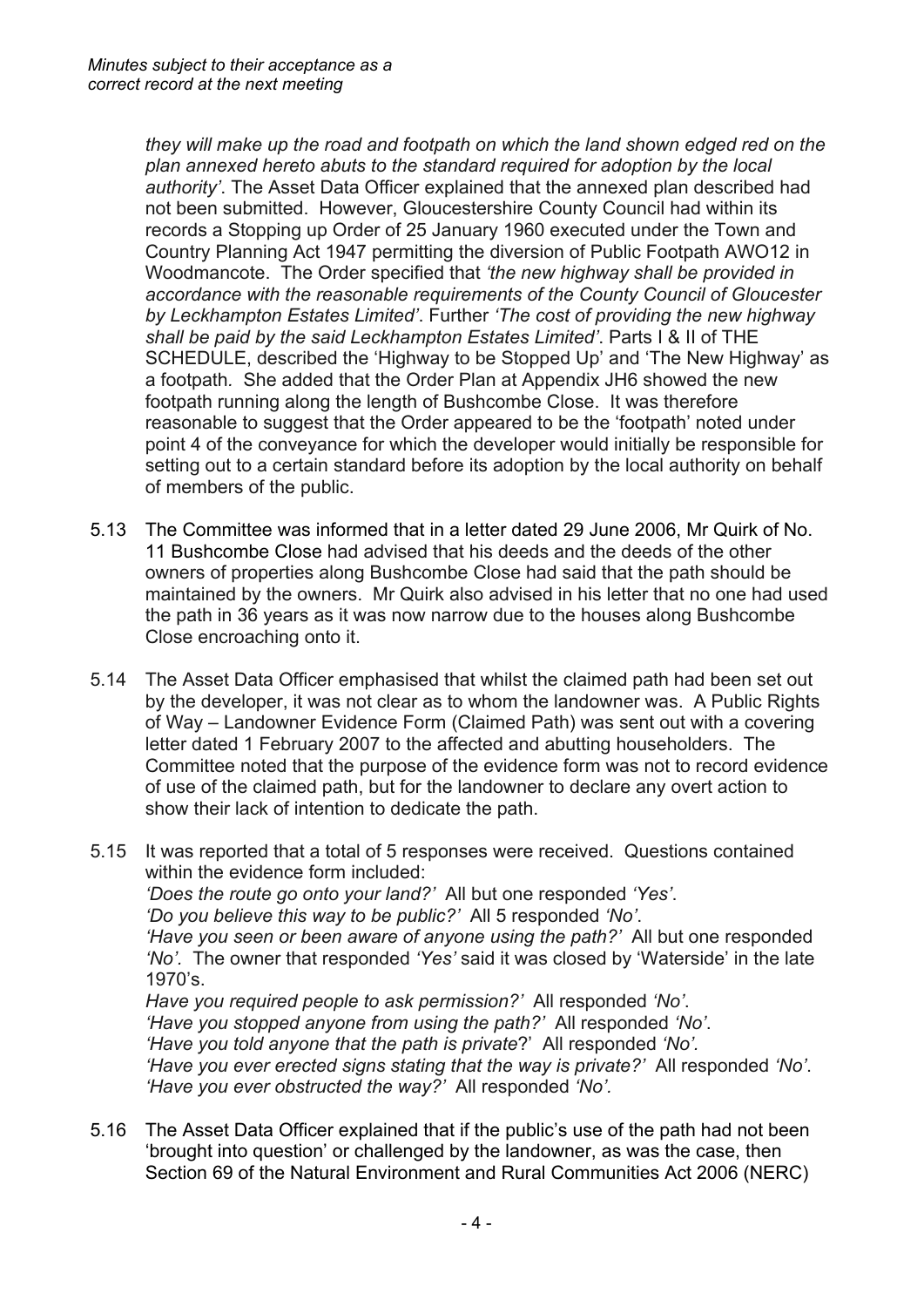*they will make up the road and footpath on which the land shown edged red on the plan annexed hereto abuts to the standard required for adoption by the local authority'*. The Asset Data Officer explained that the annexed plan described had not been submitted. However, Gloucestershire County Council had within its records a Stopping up Order of 25 January 1960 executed under the Town and Country Planning Act 1947 permitting the diversion of Public Footpath AWO12 in Woodmancote. The Order specified that *'the new highway shall be provided in accordance with the reasonable requirements of the County Council of Gloucester by Leckhampton Estates Limited'*. Further *'The cost of providing the new highway shall be paid by the said Leckhampton Estates Limited'*. Parts I & II of THE SCHEDULE, described the 'Highway to be Stopped Up' and 'The New Highway' as a footpath. She added that the Order Plan at Appendix JH6 showed the new footpath running along the length of Bushcombe Close. It was therefore reasonable to suggest that the Order appeared to be the 'footpath' noted under point 4 of the conveyance for which the developer would initially be responsible for setting out to a certain standard before its adoption by the local authority on behalf of members of the public.

5.13 The Committee was informed that in a letter dated 29 June 2006, Mr Quirk of No. 11 Bushcombe Close had advised that his deeds and the deeds of the other owners of properties along Bushcombe Close had said that the path should be maintained by the owners. Mr Quirk also advised in his letter that no one had used the path in 36 years as it was now narrow due to the houses along Bushcombe Close encroaching onto it.

5.14 The Asset Data Officer emphasised that whilst the claimed path had been set out by the developer, it was not clear as to whom the landowner was. A Public Rights of Way – Landowner Evidence Form (Claimed Path) was sent out with a covering letter dated 1 February 2007 to the affected and abutting householders. The Committee noted that the purpose of the evidence form was not to record evidence of use of the claimed path, but for the landowner to declare any overt action to show their lack of intention to dedicate the path.

5.15 It was reported that a total of 5 responses were received. Questions contained within the evidence form included:
*'Does the route go onto your land?'* All but one responded *'Yes'*.
*'Do you believe this way to be public?'* All 5 responded *'No'*.
*'Have you seen or been aware of anyone using the path?'* All but one responded *'No'*. The owner that responded *'Yes'* said it was closed by 'Waterside' in the late 1970's.
*Have you required people to ask permission?'* All responded *'No'*.
*'Have you stopped anyone from using the path?'* All responded *'No'*.
*'Have you told anyone that the path is private*?' All responded *'No'*.
*'Have you ever erected signs stating that the way is private?'* All responded *'No'*.
*'Have you ever obstructed the way?'* All responded *'No'*.

5.16 The Asset Data Officer explained that if the public's use of the path had not been 'brought into question' or challenged by the landowner, as was the case, then Section 69 of the Natural Environment and Rural Communities Act 2006 (NERC)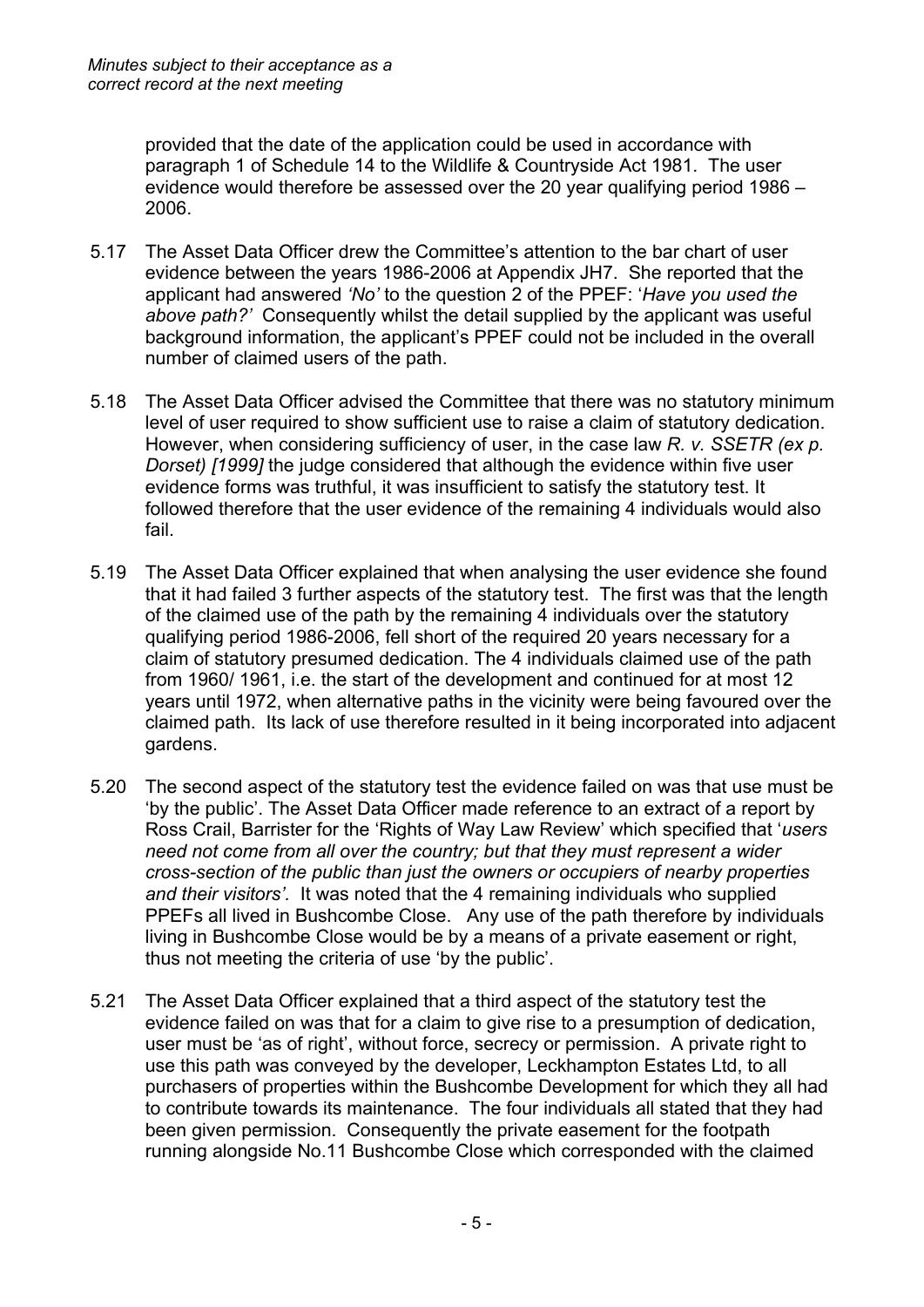provided that the date of the application could be used in accordance with paragraph 1 of Schedule 14 to the Wildlife & Countryside Act 1981. The user evidence would therefore be assessed over the 20 year qualifying period 1986 – 2006.

5.17 The Asset Data Officer drew the Committee's attention to the bar chart of user evidence between the years 1986-2006 at Appendix JH7. She reported that the applicant had answered *'No'* to the question 2 of the PPEF: '*Have you used the above path?'* Consequently whilst the detail supplied by the applicant was useful background information, the applicant's PPEF could not be included in the overall number of claimed users of the path.

5.18 The Asset Data Officer advised the Committee that there was no statutory minimum level of user required to show sufficient use to raise a claim of statutory dedication. However, when considering sufficiency of user, in the case law *R. v. SSETR (ex p. Dorset) [1999]* the judge considered that although the evidence within five user evidence forms was truthful, it was insufficient to satisfy the statutory test. It followed therefore that the user evidence of the remaining 4 individuals would also fail.

5.19 The Asset Data Officer explained that when analysing the user evidence she found that it had failed 3 further aspects of the statutory test. The first was that the length of the claimed use of the path by the remaining 4 individuals over the statutory qualifying period 1986-2006, fell short of the required 20 years necessary for a claim of statutory presumed dedication. The 4 individuals claimed use of the path from 1960/ 1961, i.e. the start of the development and continued for at most 12 years until 1972, when alternative paths in the vicinity were being favoured over the claimed path. Its lack of use therefore resulted in it being incorporated into adjacent gardens.

5.20 The second aspect of the statutory test the evidence failed on was that use must be 'by the public'. The Asset Data Officer made reference to an extract of a report by Ross Crail, Barrister for the 'Rights of Way Law Review' which specified that '*users need not come from all over the country; but that they must represent a wider cross-section of the public than just the owners or occupiers of nearby properties and their visitors'.* It was noted that the 4 remaining individuals who supplied PPEFs all lived in Bushcombe Close. Any use of the path therefore by individuals living in Bushcombe Close would be by a means of a private easement or right, thus not meeting the criteria of use 'by the public'.

5.21 The Asset Data Officer explained that a third aspect of the statutory test the evidence failed on was that for a claim to give rise to a presumption of dedication, user must be 'as of right', without force, secrecy or permission. A private right to use this path was conveyed by the developer, Leckhampton Estates Ltd, to all purchasers of properties within the Bushcombe Development for which they all had to contribute towards its maintenance. The four individuals all stated that they had been given permission. Consequently the private easement for the footpath running alongside No.11 Bushcombe Close which corresponded with the claimed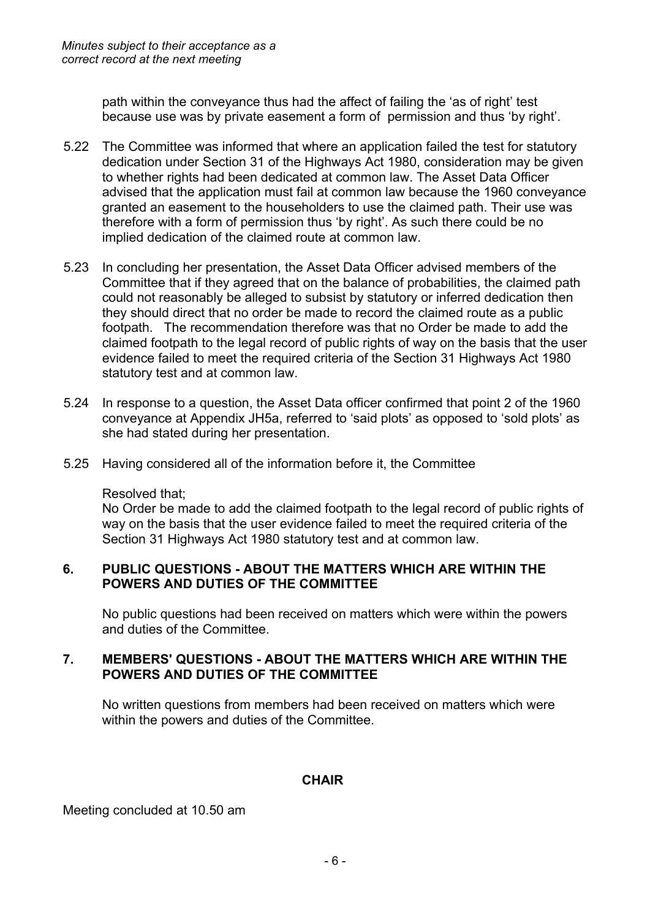*Minutes subject to their acceptance as a correct record at the next meeting*

path within the conveyance thus had the affect of failing the 'as of right' test because use was by private easement a form of permission and thus 'by right'.

5.22 The Committee was informed that where an application failed the test for statutory dedication under Section 31 of the Highways Act 1980, consideration may be given to whether rights had been dedicated at common law. The Asset Data Officer advised that the application must fail at common law because the 1960 conveyance granted an easement to the householders to use the claimed path. Their use was therefore with a form of permission thus 'by right'. As such there could be no implied dedication of the claimed route at common law.

5.23 In concluding her presentation, the Asset Data Officer advised members of the Committee that if they agreed that on the balance of probabilities, the claimed path could not reasonably be alleged to subsist by statutory or inferred dedication then they should direct that no order be made to record the claimed route as a public footpath. The recommendation therefore was that no Order be made to add the claimed footpath to the legal record of public rights of way on the basis that the user evidence failed to meet the required criteria of the Section 31 Highways Act 1980 statutory test and at common law.

5.24 In response to a question, the Asset Data officer confirmed that point 2 of the 1960 conveyance at Appendix JH5a, referred to 'said plots' as opposed to 'sold plots' as she had stated during her presentation.

5.25 Having considered all of the information before it, the Committee

Resolved that;
No Order be made to add the claimed footpath to the legal record of public rights of way on the basis that the user evidence failed to meet the required criteria of the Section 31 Highways Act 1980 statutory test and at common law.

## 6. PUBLIC QUESTIONS - ABOUT THE MATTERS WHICH ARE WITHIN THE POWERS AND DUTIES OF THE COMMITTEE

No public questions had been received on matters which were within the powers and duties of the Committee.

## 7. MEMBERS' QUESTIONS - ABOUT THE MATTERS WHICH ARE WITHIN THE POWERS AND DUTIES OF THE COMMITTEE

No written questions from members had been received on matters which were within the powers and duties of the Committee.

**CHAIR**

Meeting concluded at 10.50 am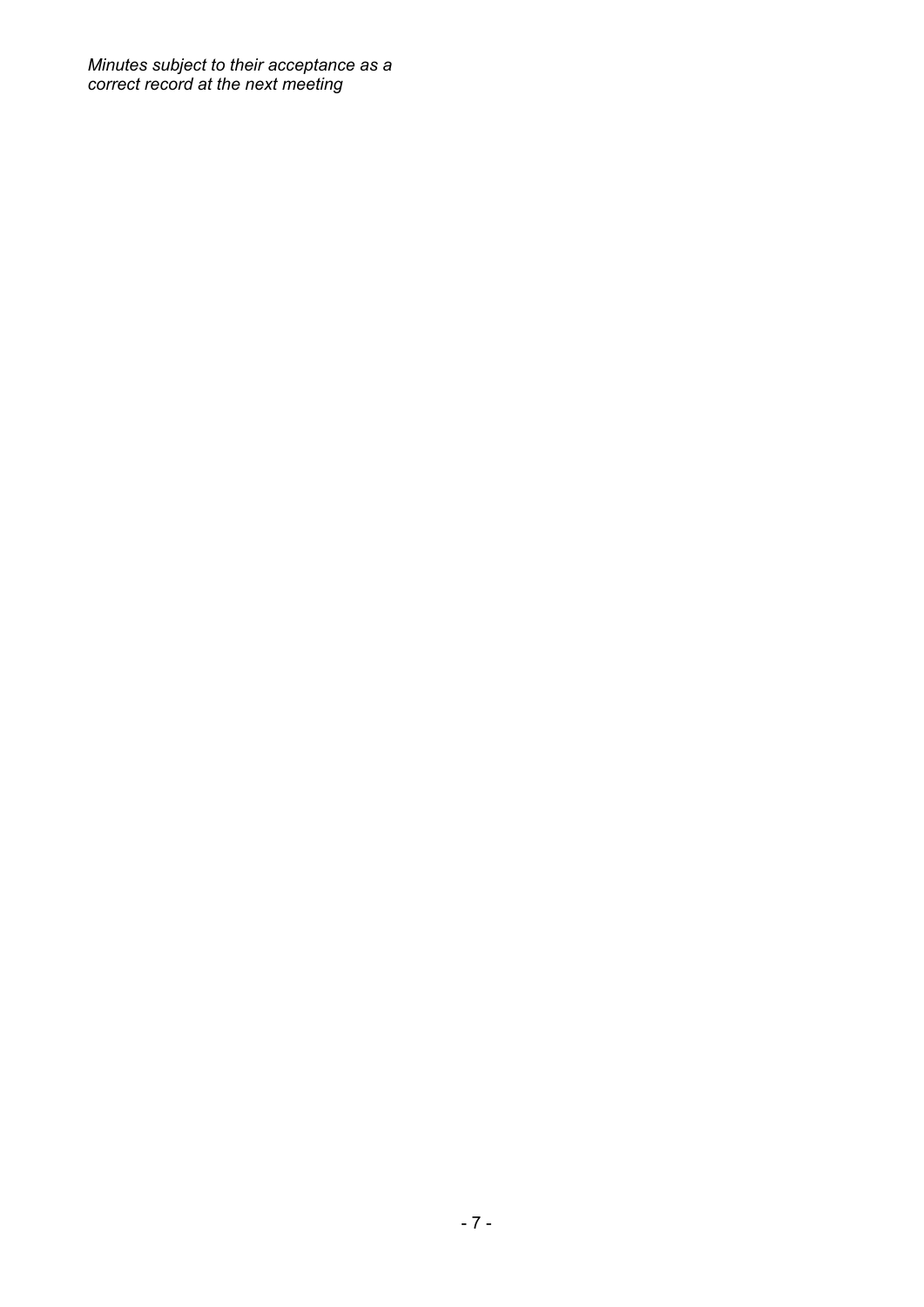*Minutes subject to their acceptance as a correct record at the next meeting*